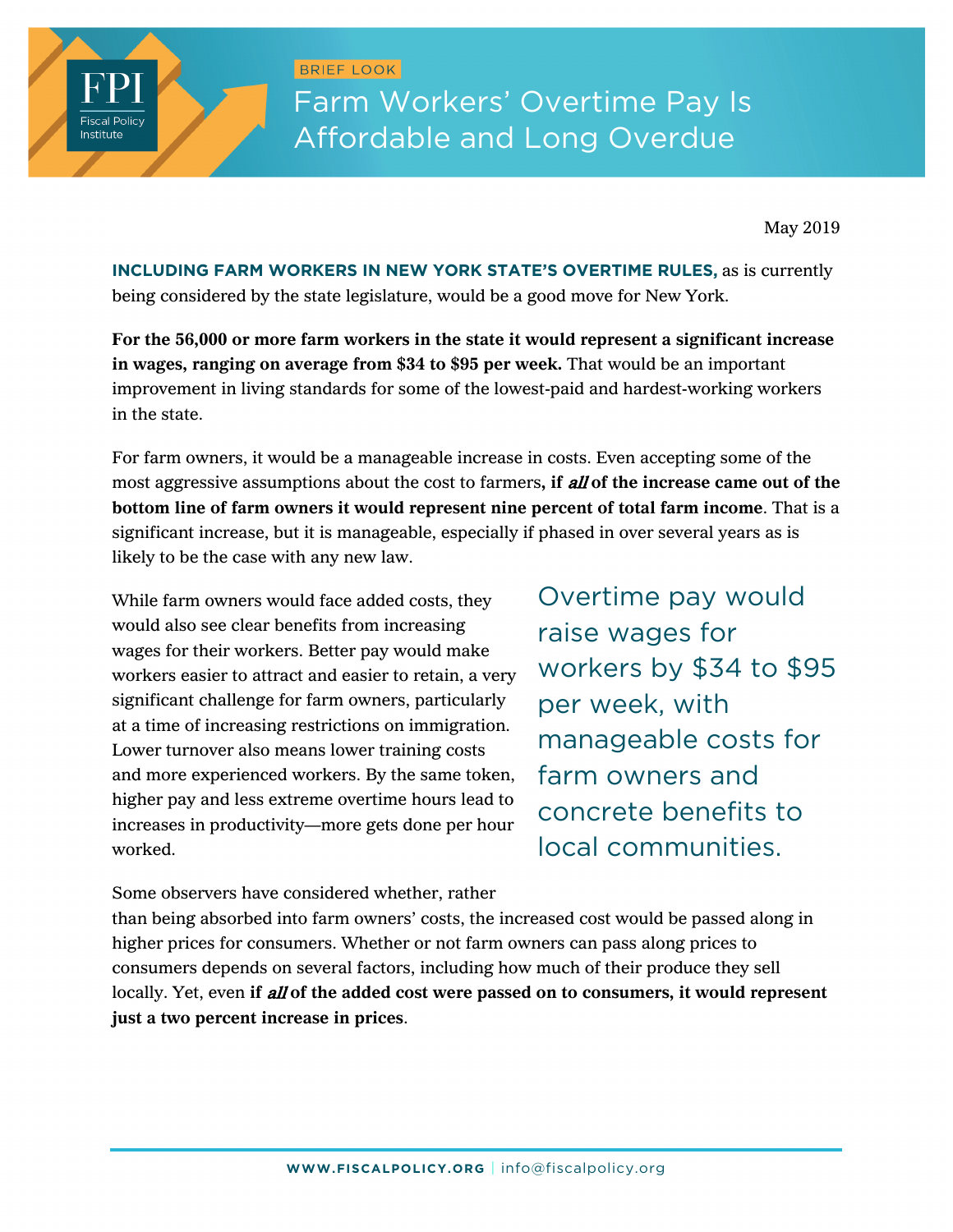BRIEF LOOK

# Farm Workers' Overtime Pay Is Affordable and Long Overdue

May 2019

**INCLUDING FARM WORKERS IN NEW YORK STATE'S OVERTIME RULES,** as is currently being considered by the state legislature, would be a good move for New York.

**For the 56,000 or more farm workers in the state it would represent a significant increase in wages, ranging on average from $34 to $95 per week.** That would be an important improvement in living standards for some of the lowest-paid and hardest-working workers in the state.

For farm owners, it would be a manageable increase in costs. Even accepting some of the most aggressive assumptions about the cost to farmers**, if *all* of the increase came out of the bottom line of farm owners it would represent nine percent of total farm income**. That is a significant increase, but it is manageable, especially if phased in over several years as is likely to be the case with any new law.

While farm owners would face added costs, they would also see clear benefits from increasing wages for their workers. Better pay would make workers easier to attract and easier to retain, a very significant challenge for farm owners, particularly at a time of increasing restrictions on immigration. Lower turnover also means lower training costs and more experienced workers. By the same token, higher pay and less extreme overtime hours lead to increases in productivity—more gets done per hour worked.

> Overtime pay would raise wages for workers by $34 to $95 per week, with manageable costs for farm owners and concrete benefits to local communities.

Some observers have considered whether, rather than being absorbed into farm owners' costs, the increased cost would be passed along in higher prices for consumers. Whether or not farm owners can pass along prices to consumers depends on several factors, including how much of their produce they sell locally. Yet, even **if *all* of the added cost were passed on to consumers, it would represent just a two percent increase in prices**.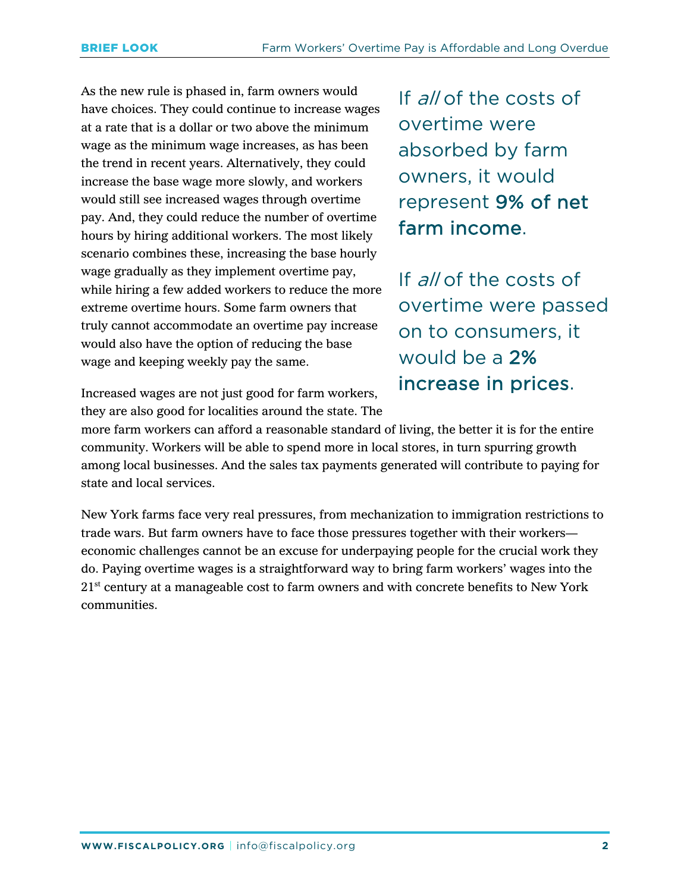As the new rule is phased in, farm owners would have choices. They could continue to increase wages at a rate that is a dollar or two above the minimum wage as the minimum wage increases, as has been the trend in recent years. Alternatively, they could increase the base wage more slowly, and workers would still see increased wages through overtime pay. And, they could reduce the number of overtime hours by hiring additional workers. The most likely scenario combines these, increasing the base hourly wage gradually as they implement overtime pay, while hiring a few added workers to reduce the more extreme overtime hours. Some farm owners that truly cannot accommodate an overtime pay increase would also have the option of reducing the base wage and keeping weekly pay the same.

If *all* of the costs of overtime were absorbed by farm owners, it would represent **9% of net farm income**.

If *all* of the costs of overtime were passed on to consumers, it would be a **2% increase in prices**.

Increased wages are not just good for farm workers, they are also good for localities around the state. The more farm workers can afford a reasonable standard of living, the better it is for the entire community. Workers will be able to spend more in local stores, in turn spurring growth among local businesses. And the sales tax payments generated will contribute to paying for state and local services.

New York farms face very real pressures, from mechanization to immigration restrictions to trade wars. But farm owners have to face those pressures together with their workers—economic challenges cannot be an excuse for underpaying people for the crucial work they do. Paying overtime wages is a straightforward way to bring farm workers' wages into the 21st century at a manageable cost to farm owners and with concrete benefits to New York communities.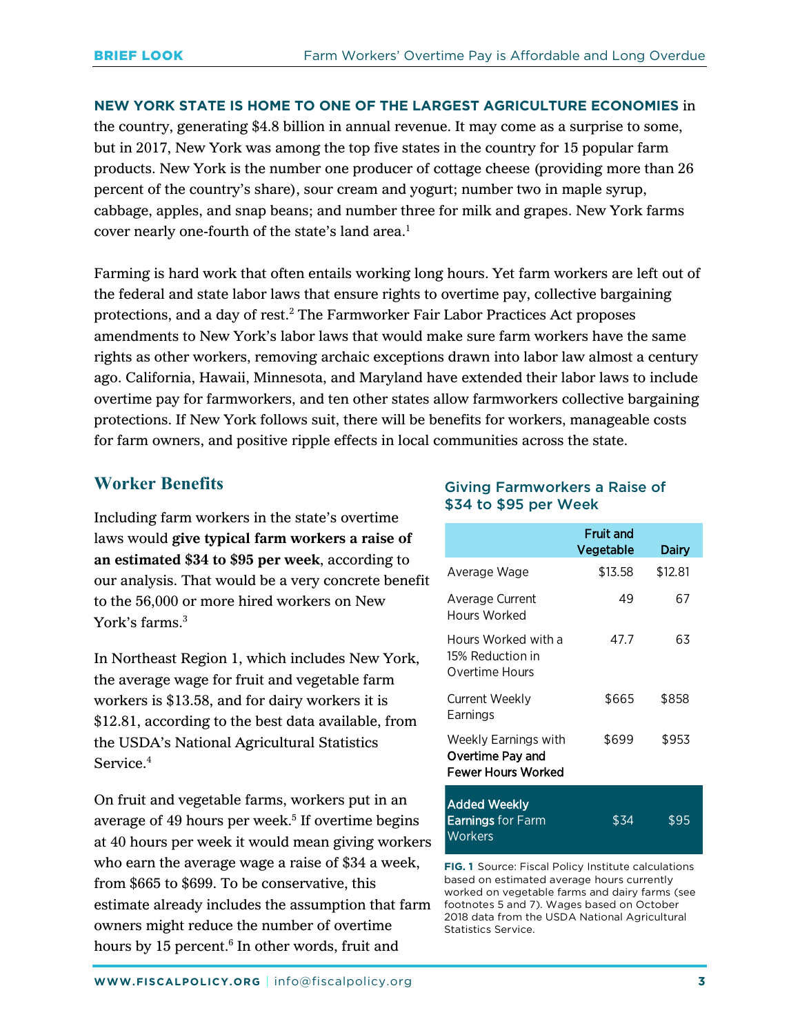**NEW YORK STATE IS HOME TO ONE OF THE LARGEST AGRICULTURE ECONOMIES** in the country, generating $4.8 billion in annual revenue. It may come as a surprise to some, but in 2017, New York was among the top five states in the country for 15 popular farm products. New York is the number one producer of cottage cheese (providing more than 26 percent of the country's share), sour cream and yogurt; number two in maple syrup, cabbage, apples, and snap beans; and number three for milk and grapes. New York farms cover nearly one-fourth of the state's land area.[1]

Farming is hard work that often entails working long hours. Yet farm workers are left out of the federal and state labor laws that ensure rights to overtime pay, collective bargaining protections, and a day of rest.[2] The Farmworker Fair Labor Practices Act proposes amendments to New York's labor laws that would make sure farm workers have the same rights as other workers, removing archaic exceptions drawn into labor law almost a century ago. California, Hawaii, Minnesota, and Maryland have extended their labor laws to include overtime pay for farmworkers, and ten other states allow farmworkers collective bargaining protections. If New York follows suit, there will be benefits for workers, manageable costs for farm owners, and positive ripple effects in local communities across the state.

## Worker Benefits

Including farm workers in the state's overtime laws would **give typical farm workers a raise of an estimated $34 to $95 per week**, according to our analysis. That would be a very concrete benefit to the 56,000 or more hired workers on New York's farms.[3]

In Northeast Region 1, which includes New York, the average wage for fruit and vegetable farm workers is $13.58, and for dairy workers it is $12.81, according to the best data available, from the USDA's National Agricultural Statistics Service.[4]

On fruit and vegetable farms, workers put in an average of 49 hours per week.[5] If overtime begins at 40 hours per week it would mean giving workers who earn the average wage a raise of $34 a week, from $665 to $699. To be conservative, this estimate already includes the assumption that farm owners might reduce the number of overtime hours by 15 percent.[6] In other words, fruit and

### Giving Farmworkers a Raise of $34 to $95 per Week

| | Fruit and Vegetable | Dairy |
|---|---|---|
| Average Wage | $13.58 | $12.81 |
| Average Current Hours Worked | 49 | 67 |
| Hours Worked with a 15% Reduction in Overtime Hours | 47.7 | 63 |
| Current Weekly Earnings | $665 | $858 |
| Weekly Earnings with **Overtime Pay and Fewer Hours Worked** | $699 | $953 |
| **Added Weekly Earnings** for Farm Workers | $34 | $95 |

**FIG. 1** Source: Fiscal Policy Institute calculations based on estimated average hours currently worked on vegetable farms and dairy farms (see footnotes 5 and 7). Wages based on October 2018 data from the USDA National Agricultural Statistics Service.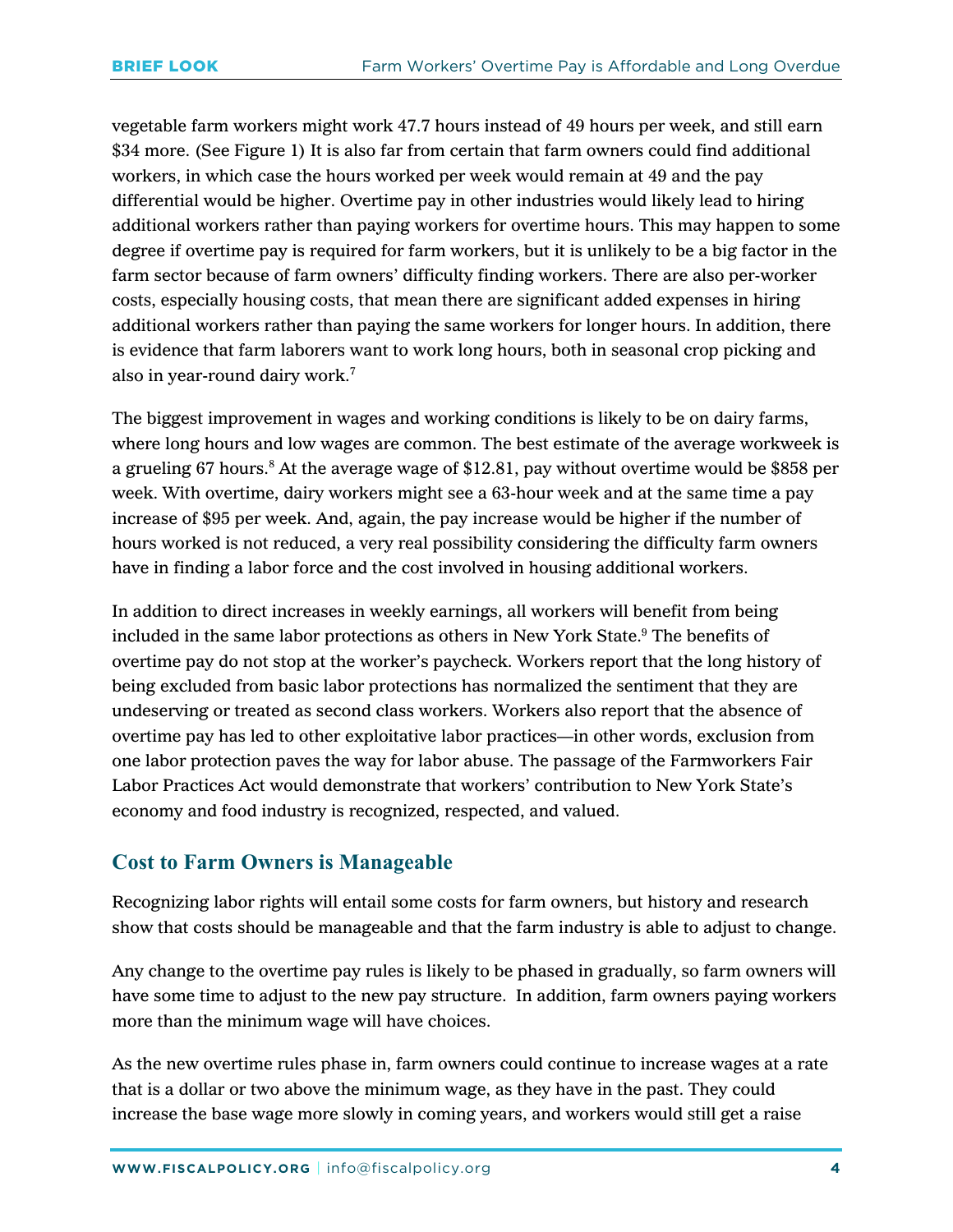vegetable farm workers might work 47.7 hours instead of 49 hours per week, and still earn $34 more. (See Figure 1) It is also far from certain that farm owners could find additional workers, in which case the hours worked per week would remain at 49 and the pay differential would be higher. Overtime pay in other industries would likely lead to hiring additional workers rather than paying workers for overtime hours. This may happen to some degree if overtime pay is required for farm workers, but it is unlikely to be a big factor in the farm sector because of farm owners' difficulty finding workers. There are also per-worker costs, especially housing costs, that mean there are significant added expenses in hiring additional workers rather than paying the same workers for longer hours. In addition, there is evidence that farm laborers want to work long hours, both in seasonal crop picking and also in year-round dairy work.[7]

The biggest improvement in wages and working conditions is likely to be on dairy farms, where long hours and low wages are common. The best estimate of the average workweek is a grueling 67 hours.[8] At the average wage of $12.81, pay without overtime would be $858 per week. With overtime, dairy workers might see a 63-hour week and at the same time a pay increase of $95 per week. And, again, the pay increase would be higher if the number of hours worked is not reduced, a very real possibility considering the difficulty farm owners have in finding a labor force and the cost involved in housing additional workers.

In addition to direct increases in weekly earnings, all workers will benefit from being included in the same labor protections as others in New York State.[9] The benefits of overtime pay do not stop at the worker's paycheck. Workers report that the long history of being excluded from basic labor protections has normalized the sentiment that they are undeserving or treated as second class workers. Workers also report that the absence of overtime pay has led to other exploitative labor practices—in other words, exclusion from one labor protection paves the way for labor abuse. The passage of the Farmworkers Fair Labor Practices Act would demonstrate that workers' contribution to New York State's economy and food industry is recognized, respected, and valued.

## Cost to Farm Owners is Manageable

Recognizing labor rights will entail some costs for farm owners, but history and research show that costs should be manageable and that the farm industry is able to adjust to change.

Any change to the overtime pay rules is likely to be phased in gradually, so farm owners will have some time to adjust to the new pay structure. In addition, farm owners paying workers more than the minimum wage will have choices.

As the new overtime rules phase in, farm owners could continue to increase wages at a rate that is a dollar or two above the minimum wage, as they have in the past. They could increase the base wage more slowly in coming years, and workers would still get a raise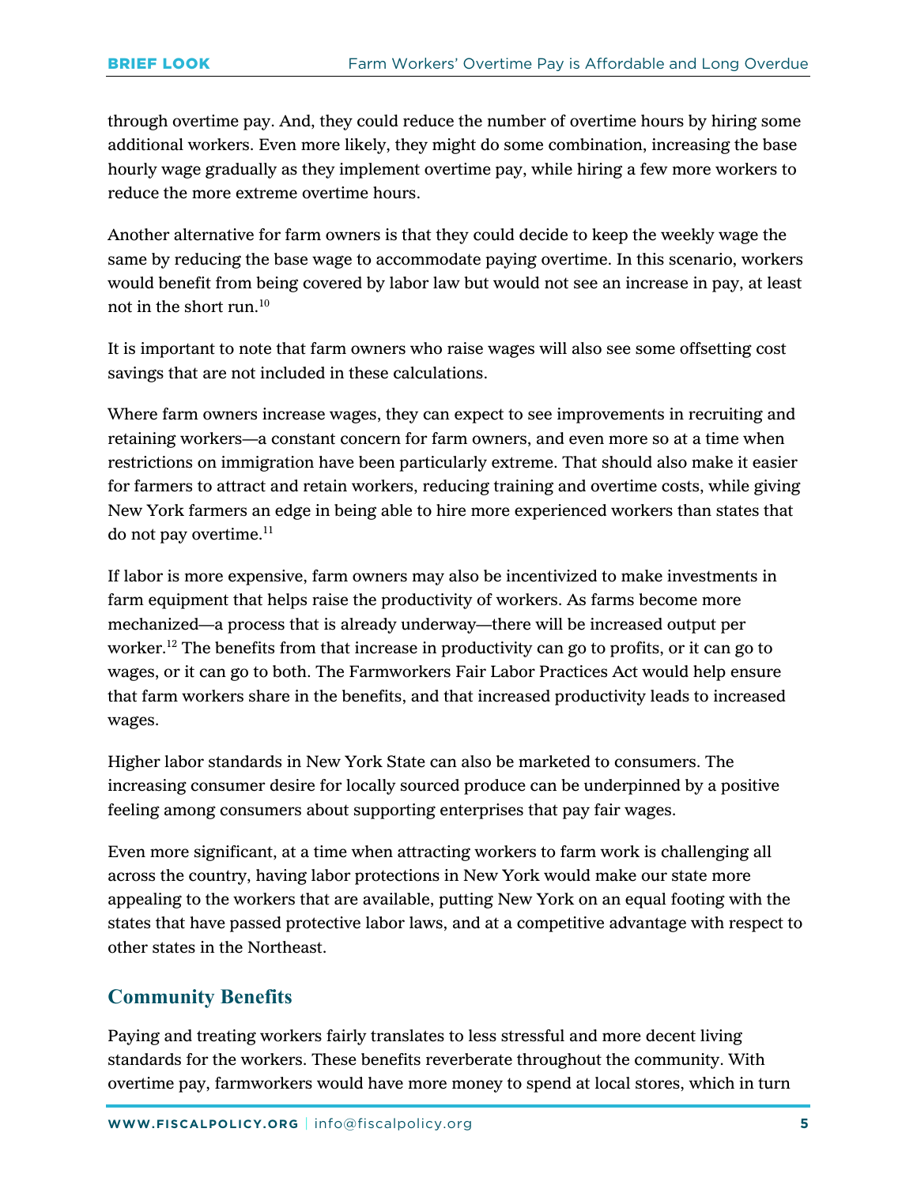through overtime pay. And, they could reduce the number of overtime hours by hiring some additional workers. Even more likely, they might do some combination, increasing the base hourly wage gradually as they implement overtime pay, while hiring a few more workers to reduce the more extreme overtime hours.

Another alternative for farm owners is that they could decide to keep the weekly wage the same by reducing the base wage to accommodate paying overtime. In this scenario, workers would benefit from being covered by labor law but would not see an increase in pay, at least not in the short run.[10]

It is important to note that farm owners who raise wages will also see some offsetting cost savings that are not included in these calculations.

Where farm owners increase wages, they can expect to see improvements in recruiting and retaining workers—a constant concern for farm owners, and even more so at a time when restrictions on immigration have been particularly extreme. That should also make it easier for farmers to attract and retain workers, reducing training and overtime costs, while giving New York farmers an edge in being able to hire more experienced workers than states that do not pay overtime.[11]

If labor is more expensive, farm owners may also be incentivized to make investments in farm equipment that helps raise the productivity of workers. As farms become more mechanized—a process that is already underway—there will be increased output per worker.[12] The benefits from that increase in productivity can go to profits, or it can go to wages, or it can go to both. The Farmworkers Fair Labor Practices Act would help ensure that farm workers share in the benefits, and that increased productivity leads to increased wages.

Higher labor standards in New York State can also be marketed to consumers. The increasing consumer desire for locally sourced produce can be underpinned by a positive feeling among consumers about supporting enterprises that pay fair wages.

Even more significant, at a time when attracting workers to farm work is challenging all across the country, having labor protections in New York would make our state more appealing to the workers that are available, putting New York on an equal footing with the states that have passed protective labor laws, and at a competitive advantage with respect to other states in the Northeast.

## Community Benefits

Paying and treating workers fairly translates to less stressful and more decent living standards for the workers. These benefits reverberate throughout the community. With overtime pay, farmworkers would have more money to spend at local stores, which in turn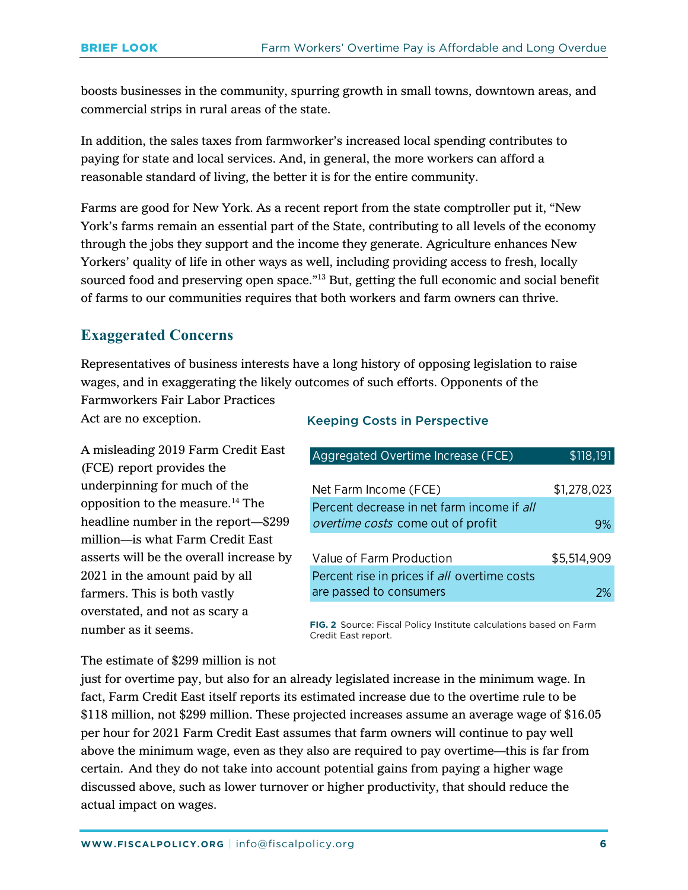boosts businesses in the community, spurring growth in small towns, downtown areas, and commercial strips in rural areas of the state.

In addition, the sales taxes from farmworker's increased local spending contributes to paying for state and local services. And, in general, the more workers can afford a reasonable standard of living, the better it is for the entire community.

Farms are good for New York. As a recent report from the state comptroller put it, "New York's farms remain an essential part of the State, contributing to all levels of the economy through the jobs they support and the income they generate. Agriculture enhances New Yorkers' quality of life in other ways as well, including providing access to fresh, locally sourced food and preserving open space."[13] But, getting the full economic and social benefit of farms to our communities requires that both workers and farm owners can thrive.

## Exaggerated Concerns

Representatives of business interests have a long history of opposing legislation to raise wages, and in exaggerating the likely outcomes of such efforts. Opponents of the Farmworkers Fair Labor Practices Act are no exception.

A misleading 2019 Farm Credit East (FCE) report provides the underpinning for much of the opposition to the measure.[14] The headline number in the report—$299 million—is what Farm Credit East asserts will be the overall increase by 2021 in the amount paid by all farmers. This is both vastly overstated, and not as scary a number as it seems.

### Keeping Costs in Perspective

| Aggregated Overtime Increase (FCE) | $118,191 |
|---|---|
| Net Farm Income (FCE) | $1,278,023 |
| Percent decrease in net farm income if *all overtime costs* come out of profit | 9% |
| Value of Farm Production | $5,514,909 |
| Percent rise in prices if *all* overtime costs are passed to consumers | 2% |

**FIG. 2** Source: Fiscal Policy Institute calculations based on Farm Credit East report.

The estimate of $299 million is not just for overtime pay, but also for an already legislated increase in the minimum wage. In fact, Farm Credit East itself reports its estimated increase due to the overtime rule to be $118 million, not $299 million. These projected increases assume an average wage of $16.05 per hour for 2021 Farm Credit East assumes that farm owners will continue to pay well above the minimum wage, even as they also are required to pay overtime—this is far from certain. And they do not take into account potential gains from paying a higher wage discussed above, such as lower turnover or higher productivity, that should reduce the actual impact on wages.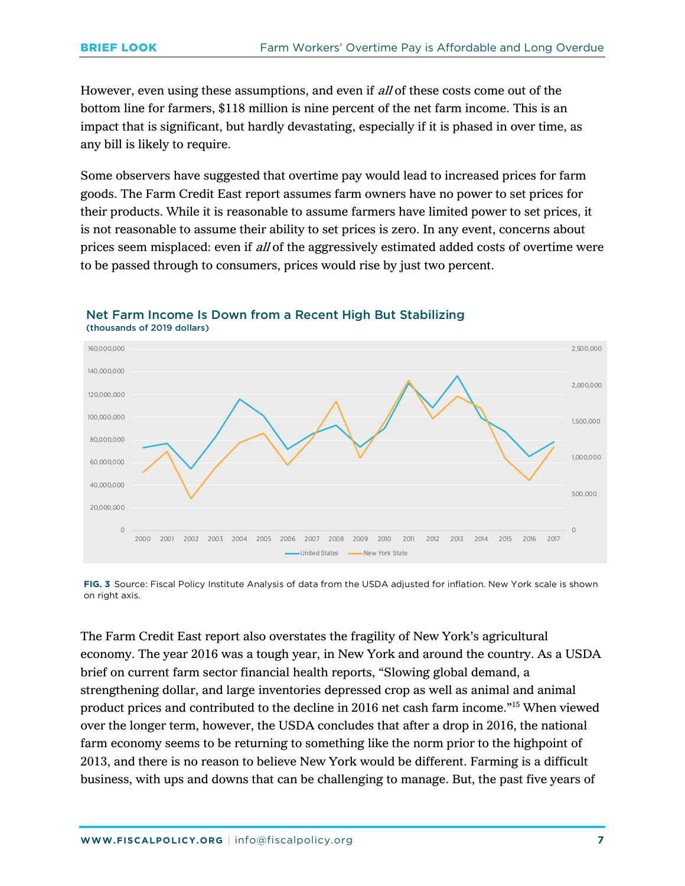However, even using these assumptions, and even if *all* of these costs come out of the bottom line for farmers, $118 million is nine percent of the net farm income. This is an impact that is significant, but hardly devastating, especially if it is phased in over time, as any bill is likely to require.

Some observers have suggested that overtime pay would lead to increased prices for farm goods. The Farm Credit East report assumes farm owners have no power to set prices for their products. While it is reasonable to assume farmers have limited power to set prices, it is not reasonable to assume their ability to set prices is zero. In any event, concerns about prices seem misplaced: even if *all* of the aggressively estimated added costs of overtime were to be passed through to consumers, prices would rise by just two percent.

### Net Farm Income Is Down from a Recent High But Stabilizing
**(thousands of 2019 dollars)**

160,000,000
140,000,000
120,000,000
100,000,000
80,000,000
60,000,000
40,000,000
20,000,000
0

2,500,000
2,000,000
1,500,000
1,000,000
500,000
0

2000 2001 2002 2003 2004 2005 2006 2007 2008 2009 2010 2011 2012 2013 2014 2015 2016 2017

United States
New York State

**FIG. 3** Source: Fiscal Policy Institute Analysis of data from the USDA adjusted for inflation. New York scale is shown on right axis.

The Farm Credit East report also overstates the fragility of New York's agricultural economy. The year 2016 was a tough year, in New York and around the country. As a USDA brief on current farm sector financial health reports, "Slowing global demand, a strengthening dollar, and large inventories depressed crop as well as animal and animal product prices and contributed to the decline in 2016 net cash farm income."[15] When viewed over the longer term, however, the USDA concludes that after a drop in 2016, the national farm economy seems to be returning to something like the norm prior to the highpoint of 2013, and there is no reason to believe New York would be different. Farming is a difficult business, with ups and downs that can be challenging to manage. But, the past five years of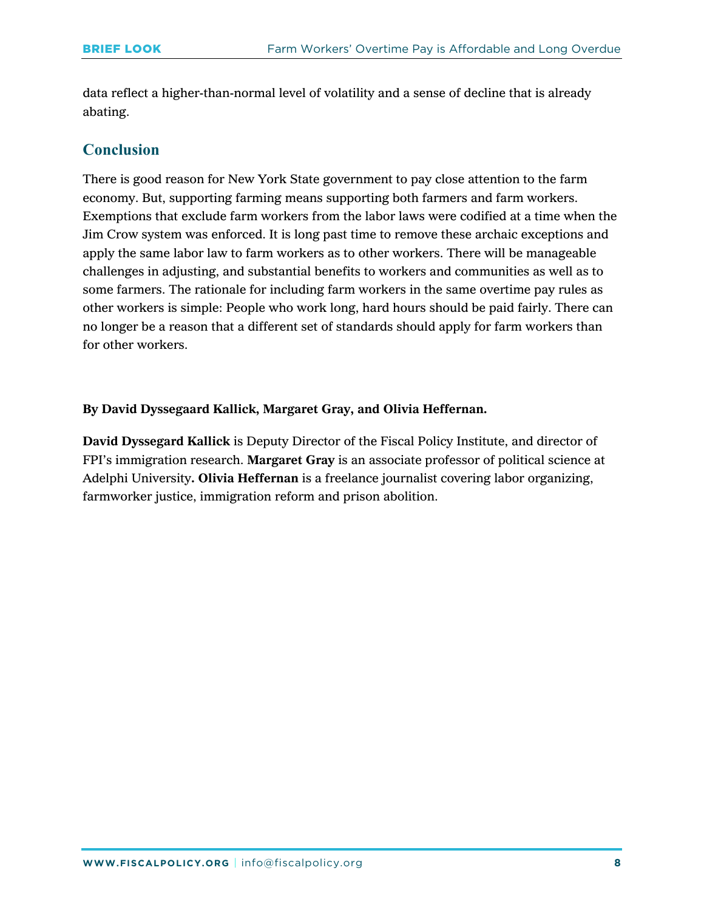data reflect a higher-than-normal level of volatility and a sense of decline that is already abating.

## Conclusion

There is good reason for New York State government to pay close attention to the farm economy. But, supporting farming means supporting both farmers and farm workers. Exemptions that exclude farm workers from the labor laws were codified at a time when the Jim Crow system was enforced. It is long past time to remove these archaic exceptions and apply the same labor law to farm workers as to other workers. There will be manageable challenges in adjusting, and substantial benefits to workers and communities as well as to some farmers. The rationale for including farm workers in the same overtime pay rules as other workers is simple: People who work long, hard hours should be paid fairly. There can no longer be a reason that a different set of standards should apply for farm workers than for other workers.

**By David Dyssegaard Kallick, Margaret Gray, and Olivia Heffernan.**

**David Dyssegard Kallick** is Deputy Director of the Fiscal Policy Institute, and director of FPI's immigration research. **Margaret Gray** is an associate professor of political science at Adelphi University**. Olivia Heffernan** is a freelance journalist covering labor organizing, farmworker justice, immigration reform and prison abolition.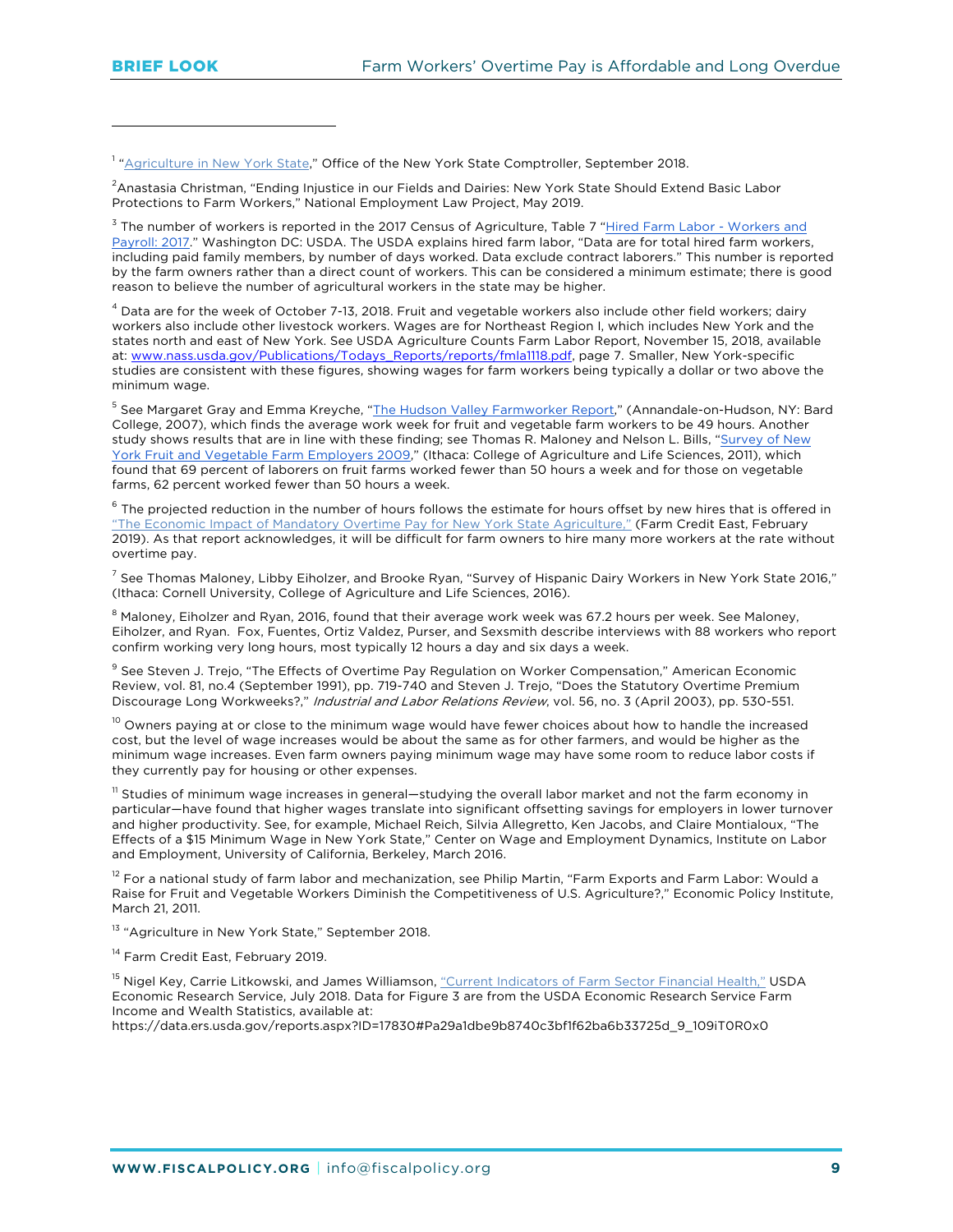[1] "Agriculture in New York State," Office of the New York State Comptroller, September 2018.

[2] Anastasia Christman, "Ending Injustice in our Fields and Dairies: New York State Should Extend Basic Labor Protections to Farm Workers," National Employment Law Project, May 2019.

[3] The number of workers is reported in the 2017 Census of Agriculture, Table 7 "Hired Farm Labor - Workers and Payroll: 2017." Washington DC: USDA. The USDA explains hired farm labor, "Data are for total hired farm workers, including paid family members, by number of days worked. Data exclude contract laborers." This number is reported by the farm owners rather than a direct count of workers. This can be considered a minimum estimate; there is good reason to believe the number of agricultural workers in the state may be higher.

[4] Data are for the week of October 7-13, 2018. Fruit and vegetable workers also include other field workers; dairy workers also include other livestock workers. Wages are for Northeast Region I, which includes New York and the states north and east of New York. See USDA Agriculture Counts Farm Labor Report, November 15, 2018, available at: www.nass.usda.gov/Publications/Todays_Reports/reports/fmla1118.pdf, page 7. Smaller, New York-specific studies are consistent with these figures, showing wages for farm workers being typically a dollar or two above the minimum wage.

[5] See Margaret Gray and Emma Kreyche, "The Hudson Valley Farmworker Report," (Annandale-on-Hudson, NY: Bard College, 2007), which finds the average work week for fruit and vegetable farm workers to be 49 hours. Another study shows results that are in line with these finding; see Thomas R. Maloney and Nelson L. Bills, "Survey of New York Fruit and Vegetable Farm Employers 2009," (Ithaca: College of Agriculture and Life Sciences, 2011), which found that 69 percent of laborers on fruit farms worked fewer than 50 hours a week and for those on vegetable farms, 62 percent worked fewer than 50 hours a week.

[6] The projected reduction in the number of hours follows the estimate for hours offset by new hires that is offered in "The Economic Impact of Mandatory Overtime Pay for New York State Agriculture," (Farm Credit East, February 2019). As that report acknowledges, it will be difficult for farm owners to hire many more workers at the rate without overtime pay.

[7] See Thomas Maloney, Libby Eiholzer, and Brooke Ryan, "Survey of Hispanic Dairy Workers in New York State 2016," (Ithaca: Cornell University, College of Agriculture and Life Sciences, 2016).

[8] Maloney, Eiholzer and Ryan, 2016, found that their average work week was 67.2 hours per week. See Maloney, Eiholzer, and Ryan. Fox, Fuentes, Ortiz Valdez, Purser, and Sexsmith describe interviews with 88 workers who report confirm working very long hours, most typically 12 hours a day and six days a week.

[9] See Steven J. Trejo, "The Effects of Overtime Pay Regulation on Worker Compensation," American Economic Review, vol. 81, no.4 (September 1991), pp. 719-740 and Steven J. Trejo, "Does the Statutory Overtime Premium Discourage Long Workweeks?," *Industrial and Labor Relations Review*, vol. 56, no. 3 (April 2003), pp. 530-551.

[10] Owners paying at or close to the minimum wage would have fewer choices about how to handle the increased cost, but the level of wage increases would be about the same as for other farmers, and would be higher as the minimum wage increases. Even farm owners paying minimum wage may have some room to reduce labor costs if they currently pay for housing or other expenses.

[11] Studies of minimum wage increases in general—studying the overall labor market and not the farm economy in particular—have found that higher wages translate into significant offsetting savings for employers in lower turnover and higher productivity. See, for example, Michael Reich, Silvia Allegretto, Ken Jacobs, and Claire Montialoux, "The Effects of a $15 Minimum Wage in New York State," Center on Wage and Employment Dynamics, Institute on Labor and Employment, University of California, Berkeley, March 2016.

[12] For a national study of farm labor and mechanization, see Philip Martin, "Farm Exports and Farm Labor: Would a Raise for Fruit and Vegetable Workers Diminish the Competitiveness of U.S. Agriculture?," Economic Policy Institute, March 21, 2011.

[13] "Agriculture in New York State," September 2018.

[14] Farm Credit East, February 2019.

[15] Nigel Key, Carrie Litkowski, and James Williamson, "Current Indicators of Farm Sector Financial Health," USDA Economic Research Service, July 2018. Data for Figure 3 are from the USDA Economic Research Service Farm Income and Wealth Statistics, available at: https://data.ers.usda.gov/reports.aspx?ID=17830#Pa29a1dbe9b8740c3bf1f62ba6b33725d_9_109iT0R0x0